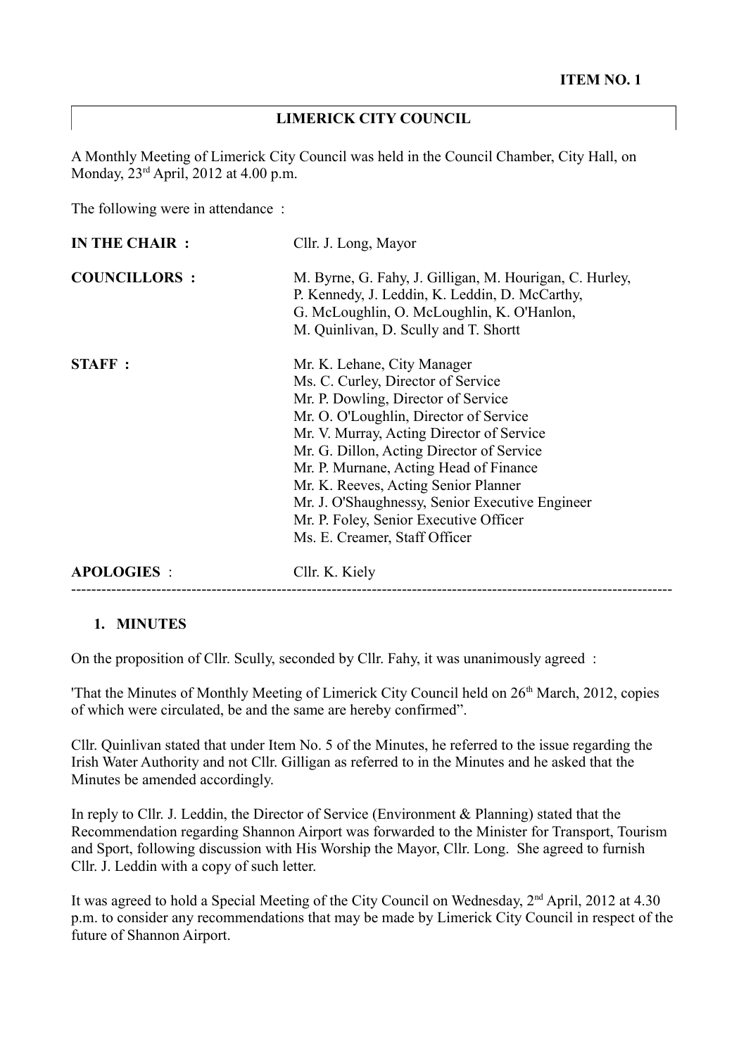**ITEM NO. 1**

## LIMERICK CITY COUNCIL

A Monthly Meeting of Limerick City Council was held in the Council Chamber, City Hall, on Monday, 23rd April, 2012 at 4.00 p.m.

The following were in attendance :

| | |
|---|---|
| **IN THE CHAIR :** | Cllr. J. Long, Mayor |
| **COUNCILLORS :** | M. Byrne, G. Fahy, J. Gilligan, M. Hourigan, C. Hurley, P. Kennedy, J. Leddin, K. Leddin, D. McCarthy, G. McLoughlin, O. McLoughlin, K. O'Hanlon, M. Quinlivan, D. Scully and T. Shortt |
| **STAFF :** | Mr. K. Lehane, City Manager<br>Ms. C. Curley, Director of Service<br>Mr. P. Dowling, Director of Service<br>Mr. O. O'Loughlin, Director of Service<br>Mr. V. Murray, Acting Director of Service<br>Mr. G. Dillon, Acting Director of Service<br>Mr. P. Murnane, Acting Head of Finance<br>Mr. K. Reeves, Acting Senior Planner<br>Mr. J. O'Shaughnessy, Senior Executive Engineer<br>Mr. P. Foley, Senior Executive Officer<br>Ms. E. Creamer, Staff Officer |
| **APOLOGIES** : | Cllr. K. Kiely |

---

### 1. MINUTES

On the proposition of Cllr. Scully, seconded by Cllr. Fahy, it was unanimously agreed :

'That the Minutes of Monthly Meeting of Limerick City Council held on 26th March, 2012, copies of which were circulated, be and the same are hereby confirmed".

Cllr. Quinlivan stated that under Item No. 5 of the Minutes, he referred to the issue regarding the Irish Water Authority and not Cllr. Gilligan as referred to in the Minutes and he asked that the Minutes be amended accordingly.

In reply to Cllr. J. Leddin, the Director of Service (Environment & Planning) stated that the Recommendation regarding Shannon Airport was forwarded to the Minister for Transport, Tourism and Sport, following discussion with His Worship the Mayor, Cllr. Long. She agreed to furnish Cllr. J. Leddin with a copy of such letter.

It was agreed to hold a Special Meeting of the City Council on Wednesday, 2nd April, 2012 at 4.30 p.m. to consider any recommendations that may be made by Limerick City Council in respect of the future of Shannon Airport.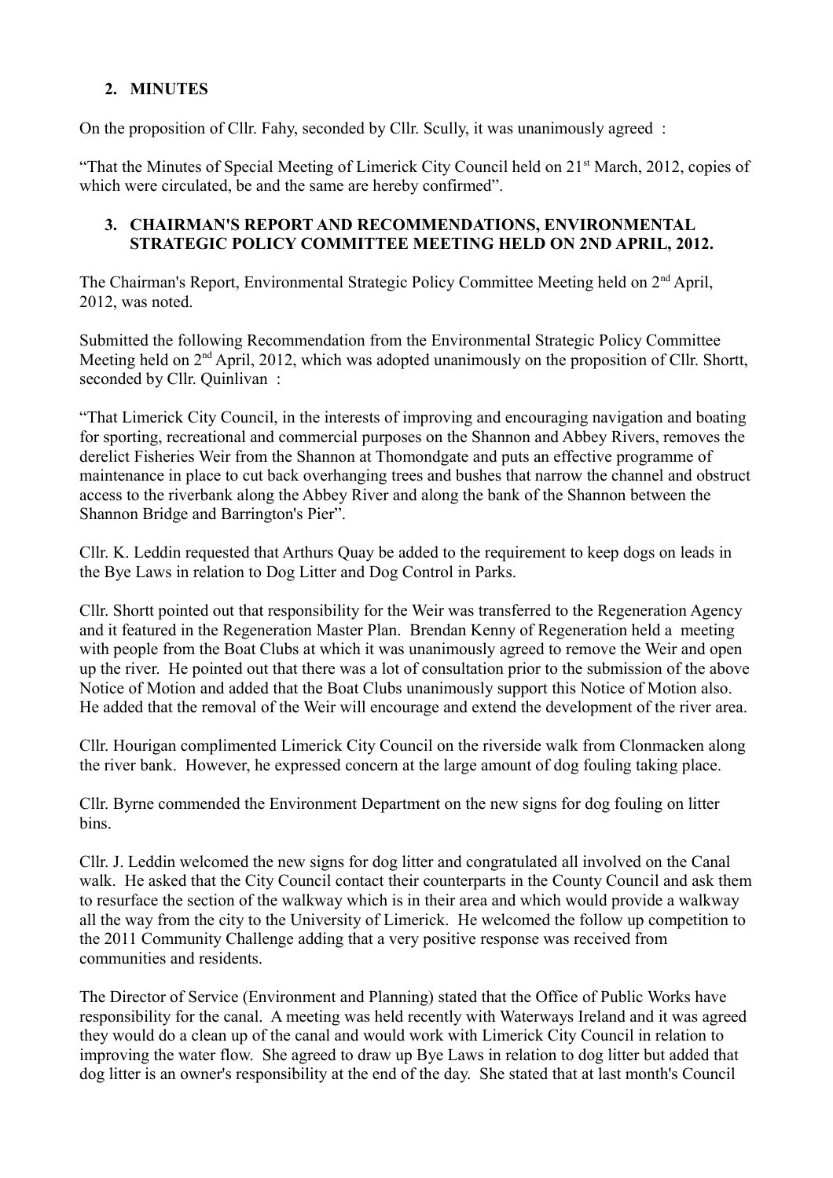## 2. MINUTES

On the proposition of Cllr. Fahy, seconded by Cllr. Scully, it was unanimously agreed :

"That the Minutes of Special Meeting of Limerick City Council held on 21st March, 2012, copies of which were circulated, be and the same are hereby confirmed".

## 3. CHAIRMAN'S REPORT AND RECOMMENDATIONS, ENVIRONMENTAL STRATEGIC POLICY COMMITTEE MEETING HELD ON 2ND APRIL, 2012.

The Chairman's Report, Environmental Strategic Policy Committee Meeting held on 2nd April, 2012, was noted.

Submitted the following Recommendation from the Environmental Strategic Policy Committee Meeting held on 2nd April, 2012, which was adopted unanimously on the proposition of Cllr. Shortt, seconded by Cllr. Quinlivan :

"That Limerick City Council, in the interests of improving and encouraging navigation and boating for sporting, recreational and commercial purposes on the Shannon and Abbey Rivers, removes the derelict Fisheries Weir from the Shannon at Thomondgate and puts an effective programme of maintenance in place to cut back overhanging trees and bushes that narrow the channel and obstruct access to the riverbank along the Abbey River and along the bank of the Shannon between the Shannon Bridge and Barrington's Pier".

Cllr. K. Leddin requested that Arthurs Quay be added to the requirement to keep dogs on leads in the Bye Laws in relation to Dog Litter and Dog Control in Parks.

Cllr. Shortt pointed out that responsibility for the Weir was transferred to the Regeneration Agency and it featured in the Regeneration Master Plan. Brendan Kenny of Regeneration held a meeting with people from the Boat Clubs at which it was unanimously agreed to remove the Weir and open up the river. He pointed out that there was a lot of consultation prior to the submission of the above Notice of Motion and added that the Boat Clubs unanimously support this Notice of Motion also. He added that the removal of the Weir will encourage and extend the development of the river area.

Cllr. Hourigan complimented Limerick City Council on the riverside walk from Clonmacken along the river bank. However, he expressed concern at the large amount of dog fouling taking place.

Cllr. Byrne commended the Environment Department on the new signs for dog fouling on litter bins.

Cllr. J. Leddin welcomed the new signs for dog litter and congratulated all involved on the Canal walk. He asked that the City Council contact their counterparts in the County Council and ask them to resurface the section of the walkway which is in their area and which would provide a walkway all the way from the city to the University of Limerick. He welcomed the follow up competition to the 2011 Community Challenge adding that a very positive response was received from communities and residents.

The Director of Service (Environment and Planning) stated that the Office of Public Works have responsibility for the canal. A meeting was held recently with Waterways Ireland and it was agreed they would do a clean up of the canal and would work with Limerick City Council in relation to improving the water flow. She agreed to draw up Bye Laws in relation to dog litter but added that dog litter is an owner's responsibility at the end of the day. She stated that at last month's Council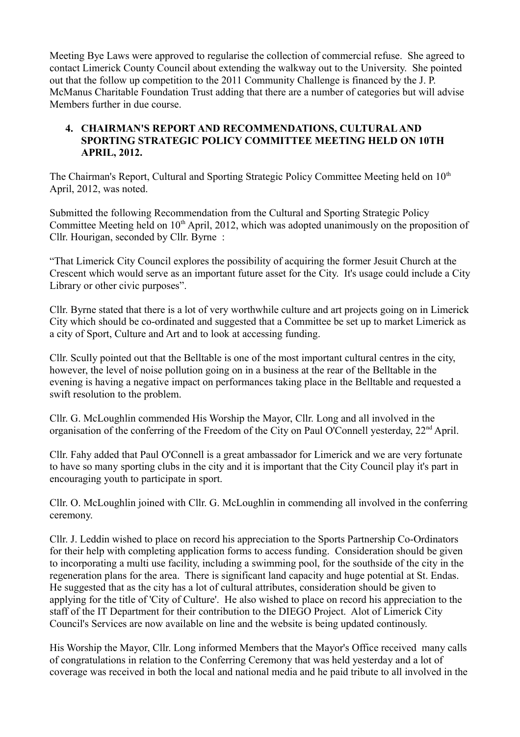Meeting Bye Laws were approved to regularise the collection of commercial refuse. She agreed to contact Limerick County Council about extending the walkway out to the University. She pointed out that the follow up competition to the 2011 Community Challenge is financed by the J. P. McManus Charitable Foundation Trust adding that there are a number of categories but will advise Members further in due course.

4. **CHAIRMAN'S REPORT AND RECOMMENDATIONS, CULTURAL AND SPORTING STRATEGIC POLICY COMMITTEE MEETING HELD ON 10TH APRIL, 2012.**

The Chairman's Report, Cultural and Sporting Strategic Policy Committee Meeting held on 10th April, 2012, was noted.

Submitted the following Recommendation from the Cultural and Sporting Strategic Policy Committee Meeting held on 10th April, 2012, which was adopted unanimously on the proposition of Cllr. Hourigan, seconded by Cllr. Byrne :

"That Limerick City Council explores the possibility of acquiring the former Jesuit Church at the Crescent which would serve as an important future asset for the City. It's usage could include a City Library or other civic purposes".

Cllr. Byrne stated that there is a lot of very worthwhile culture and art projects going on in Limerick City which should be co-ordinated and suggested that a Committee be set up to market Limerick as a city of Sport, Culture and Art and to look at accessing funding.

Cllr. Scully pointed out that the Belltable is one of the most important cultural centres in the city, however, the level of noise pollution going on in a business at the rear of the Belltable in the evening is having a negative impact on performances taking place in the Belltable and requested a swift resolution to the problem.

Cllr. G. McLoughlin commended His Worship the Mayor, Cllr. Long and all involved in the organisation of the conferring of the Freedom of the City on Paul O'Connell yesterday, 22nd April.

Cllr. Fahy added that Paul O'Connell is a great ambassador for Limerick and we are very fortunate to have so many sporting clubs in the city and it is important that the City Council play it's part in encouraging youth to participate in sport.

Cllr. O. McLoughlin joined with Cllr. G. McLoughlin in commending all involved in the conferring ceremony.

Cllr. J. Leddin wished to place on record his appreciation to the Sports Partnership Co-Ordinators for their help with completing application forms to access funding. Consideration should be given to incorporating a multi use facility, including a swimming pool, for the southside of the city in the regeneration plans for the area. There is significant land capacity and huge potential at St. Endas. He suggested that as the city has a lot of cultural attributes, consideration should be given to applying for the title of 'City of Culture'. He also wished to place on record his appreciation to the staff of the IT Department for their contribution to the DIEGO Project. Alot of Limerick City Council's Services are now available on line and the website is being updated continously.

His Worship the Mayor, Cllr. Long informed Members that the Mayor's Office received many calls of congratulations in relation to the Conferring Ceremony that was held yesterday and a lot of coverage was received in both the local and national media and he paid tribute to all involved in the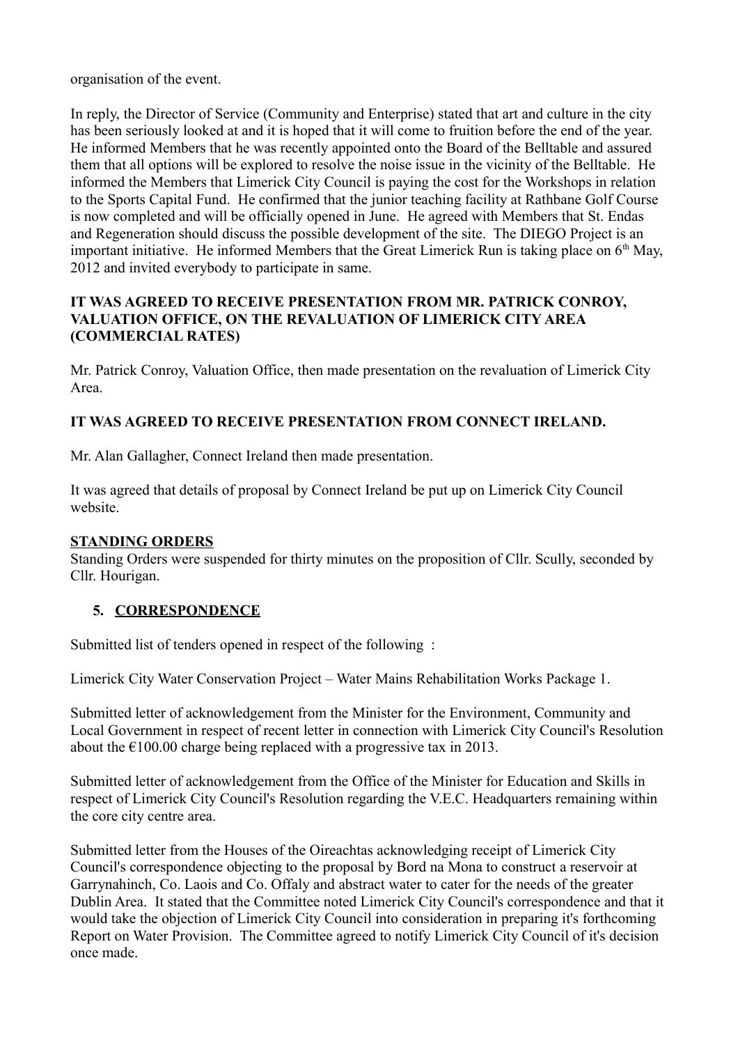organisation of the event.

In reply, the Director of Service (Community and Enterprise) stated that art and culture in the city has been seriously looked at and it is hoped that it will come to fruition before the end of the year. He informed Members that he was recently appointed onto the Board of the Belltable and assured them that all options will be explored to resolve the noise issue in the vicinity of the Belltable. He informed the Members that Limerick City Council is paying the cost for the Workshops in relation to the Sports Capital Fund. He confirmed that the junior teaching facility at Rathbane Golf Course is now completed and will be officially opened in June. He agreed with Members that St. Endas and Regeneration should discuss the possible development of the site. The DIEGO Project is an important initiative. He informed Members that the Great Limerick Run is taking place on 6th May, 2012 and invited everybody to participate in same.

**IT WAS AGREED TO RECEIVE PRESENTATION FROM MR. PATRICK CONROY, VALUATION OFFICE, ON THE REVALUATION OF LIMERICK CITY AREA (COMMERCIAL RATES)**

Mr. Patrick Conroy, Valuation Office, then made presentation on the revaluation of Limerick City Area.

**IT WAS AGREED TO RECEIVE PRESENTATION FROM CONNECT IRELAND.**

Mr. Alan Gallagher, Connect Ireland then made presentation.

It was agreed that details of proposal by Connect Ireland be put up on Limerick City Council website.

**STANDING ORDERS**

Standing Orders were suspended for thirty minutes on the proposition of Cllr. Scully, seconded by Cllr. Hourigan.

5. **CORRESPONDENCE**

Submitted list of tenders opened in respect of the following :

Limerick City Water Conservation Project – Water Mains Rehabilitation Works Package 1.

Submitted letter of acknowledgement from the Minister for the Environment, Community and Local Government in respect of recent letter in connection with Limerick City Council's Resolution about the €100.00 charge being replaced with a progressive tax in 2013.

Submitted letter of acknowledgement from the Office of the Minister for Education and Skills in respect of Limerick City Council's Resolution regarding the V.E.C. Headquarters remaining within the core city centre area.

Submitted letter from the Houses of the Oireachtas acknowledging receipt of Limerick City Council's correspondence objecting to the proposal by Bord na Mona to construct a reservoir at Garrynahinch, Co. Laois and Co. Offaly and abstract water to cater for the needs of the greater Dublin Area. It stated that the Committee noted Limerick City Council's correspondence and that it would take the objection of Limerick City Council into consideration in preparing it's forthcoming Report on Water Provision. The Committee agreed to notify Limerick City Council of it's decision once made.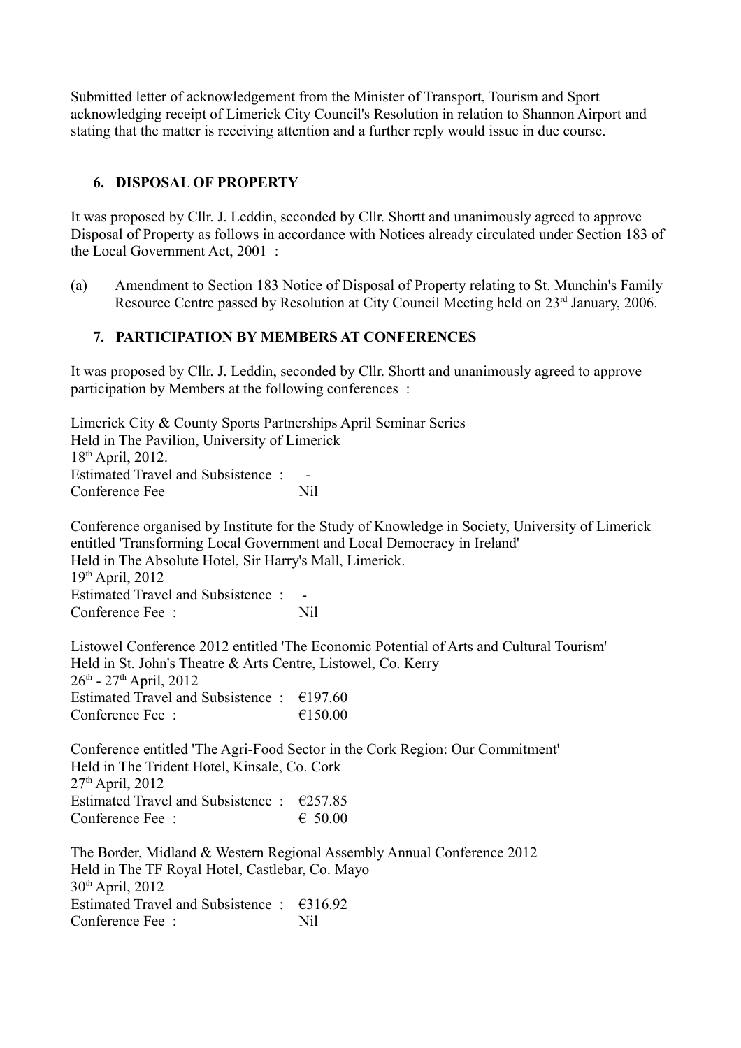Submitted letter of acknowledgement from the Minister of Transport, Tourism and Sport acknowledging receipt of Limerick City Council's Resolution in relation to Shannon Airport and stating that the matter is receiving attention and a further reply would issue in due course.

## 6. DISPOSAL OF PROPERTY

It was proposed by Cllr. J. Leddin, seconded by Cllr. Shortt and unanimously agreed to approve Disposal of Property as follows in accordance with Notices already circulated under Section 183 of the Local Government Act, 2001 :

(a) Amendment to Section 183 Notice of Disposal of Property relating to St. Munchin's Family Resource Centre passed by Resolution at City Council Meeting held on 23rd January, 2006.

## 7. PARTICIPATION BY MEMBERS AT CONFERENCES

It was proposed by Cllr. J. Leddin, seconded by Cllr. Shortt and unanimously agreed to approve participation by Members at the following conferences :

Limerick City & County Sports Partnerships April Seminar Series
Held in The Pavilion, University of Limerick
18th April, 2012.
Estimated Travel and Subsistence : -
Conference Fee Nil

Conference organised by Institute for the Study of Knowledge in Society, University of Limerick entitled 'Transforming Local Government and Local Democracy in Ireland'
Held in The Absolute Hotel, Sir Harry's Mall, Limerick.
19th April, 2012
Estimated Travel and Subsistence : -
Conference Fee : Nil

Listowel Conference 2012 entitled 'The Economic Potential of Arts and Cultural Tourism'
Held in St. John's Theatre & Arts Centre, Listowel, Co. Kerry
26th - 27th April, 2012
Estimated Travel and Subsistence : €197.60
Conference Fee : €150.00

Conference entitled 'The Agri-Food Sector in the Cork Region: Our Commitment'
Held in The Trident Hotel, Kinsale, Co. Cork
27th April, 2012
Estimated Travel and Subsistence : €257.85
Conference Fee : € 50.00

The Border, Midland & Western Regional Assembly Annual Conference 2012
Held in The TF Royal Hotel, Castlebar, Co. Mayo
30th April, 2012
Estimated Travel and Subsistence : €316.92
Conference Fee : Nil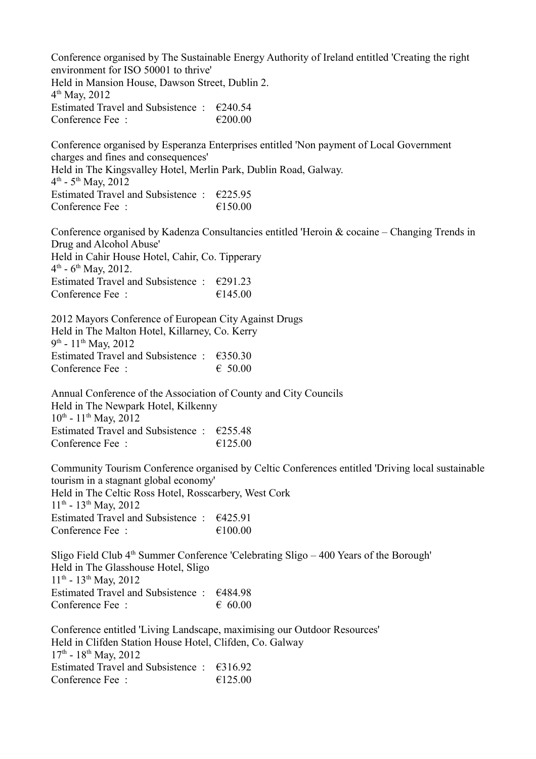Conference organised by The Sustainable Energy Authority of Ireland entitled 'Creating the right environment for ISO 50001 to thrive'
Held in Mansion House, Dawson Street, Dublin 2.
4th May, 2012
Estimated Travel and Subsistence : €240.54
Conference Fee : €200.00

Conference organised by Esperanza Enterprises entitled 'Non payment of Local Government charges and fines and consequences'
Held in The Kingsvalley Hotel, Merlin Park, Dublin Road, Galway.
4th - 5th May, 2012
Estimated Travel and Subsistence : €225.95
Conference Fee : €150.00

Conference organised by Kadenza Consultancies entitled 'Heroin & cocaine – Changing Trends in Drug and Alcohol Abuse'
Held in Cahir House Hotel, Cahir, Co. Tipperary
4th - 6th May, 2012.
Estimated Travel and Subsistence : €291.23
Conference Fee : €145.00

2012 Mayors Conference of European City Against Drugs
Held in The Malton Hotel, Killarney, Co. Kerry
9th - 11th May, 2012
Estimated Travel and Subsistence : €350.30
Conference Fee : € 50.00

Annual Conference of the Association of County and City Councils
Held in The Newpark Hotel, Kilkenny
10th - 11th May, 2012
Estimated Travel and Subsistence : €255.48
Conference Fee : €125.00

Community Tourism Conference organised by Celtic Conferences entitled 'Driving local sustainable tourism in a stagnant global economy'
Held in The Celtic Ross Hotel, Rosscarbery, West Cork
11th - 13th May, 2012
Estimated Travel and Subsistence : €425.91
Conference Fee : €100.00

Sligo Field Club 4th Summer Conference 'Celebrating Sligo – 400 Years of the Borough'
Held in The Glasshouse Hotel, Sligo
11th - 13th May, 2012
Estimated Travel and Subsistence : €484.98
Conference Fee : € 60.00

Conference entitled 'Living Landscape, maximising our Outdoor Resources'
Held in Clifden Station House Hotel, Clifden, Co. Galway
17th - 18th May, 2012
Estimated Travel and Subsistence : €316.92
Conference Fee : €125.00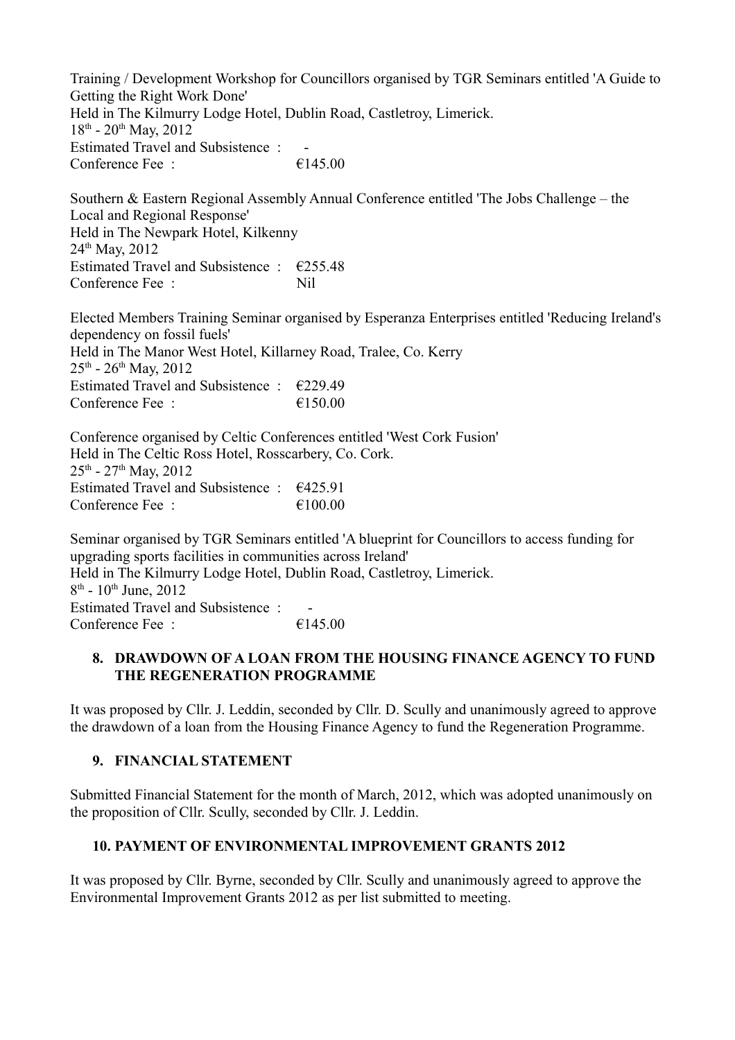Training / Development Workshop for Councillors organised by TGR Seminars entitled 'A Guide to Getting the Right Work Done'
Held in The Kilmurry Lodge Hotel, Dublin Road, Castletroy, Limerick.
18th - 20th May, 2012
Estimated Travel and Subsistence : -
Conference Fee : €145.00

Southern & Eastern Regional Assembly Annual Conference entitled 'The Jobs Challenge – the Local and Regional Response'
Held in The Newpark Hotel, Kilkenny
24th May, 2012
Estimated Travel and Subsistence : €255.48
Conference Fee : Nil

Elected Members Training Seminar organised by Esperanza Enterprises entitled 'Reducing Ireland's dependency on fossil fuels'
Held in The Manor West Hotel, Killarney Road, Tralee, Co. Kerry
25th - 26th May, 2012
Estimated Travel and Subsistence : €229.49
Conference Fee : €150.00

Conference organised by Celtic Conferences entitled 'West Cork Fusion'
Held in The Celtic Ross Hotel, Rosscarbery, Co. Cork.
25th - 27th May, 2012
Estimated Travel and Subsistence : €425.91
Conference Fee : €100.00

Seminar organised by TGR Seminars entitled 'A blueprint for Councillors to access funding for upgrading sports facilities in communities across Ireland'
Held in The Kilmurry Lodge Hotel, Dublin Road, Castletroy, Limerick.
8th - 10th June, 2012
Estimated Travel and Subsistence : -
Conference Fee : €145.00

**8. DRAWDOWN OF A LOAN FROM THE HOUSING FINANCE AGENCY TO FUND THE REGENERATION PROGRAMME**

It was proposed by Cllr. J. Leddin, seconded by Cllr. D. Scully and unanimously agreed to approve the drawdown of a loan from the Housing Finance Agency to fund the Regeneration Programme.

**9. FINANCIAL STATEMENT**

Submitted Financial Statement for the month of March, 2012, which was adopted unanimously on the proposition of Cllr. Scully, seconded by Cllr. J. Leddin.

**10. PAYMENT OF ENVIRONMENTAL IMPROVEMENT GRANTS 2012**

It was proposed by Cllr. Byrne, seconded by Cllr. Scully and unanimously agreed to approve the Environmental Improvement Grants 2012 as per list submitted to meeting.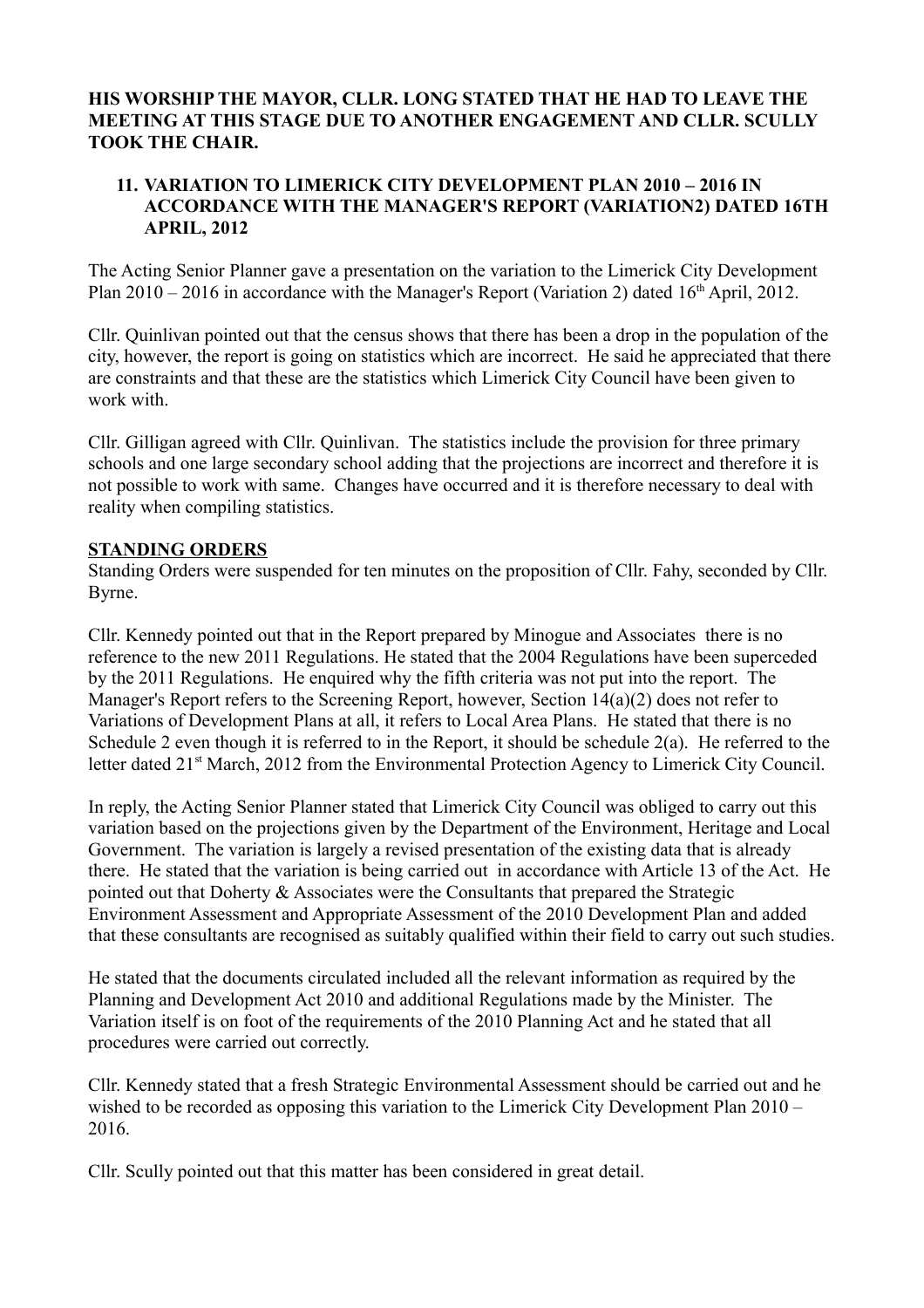**HIS WORSHIP THE MAYOR, CLLR. LONG STATED THAT HE HAD TO LEAVE THE MEETING AT THIS STAGE DUE TO ANOTHER ENGAGEMENT AND CLLR. SCULLY TOOK THE CHAIR.**

**11. VARIATION TO LIMERICK CITY DEVELOPMENT PLAN 2010 – 2016 IN ACCORDANCE WITH THE MANAGER'S REPORT (VARIATION2) DATED 16TH APRIL, 2012**

The Acting Senior Planner gave a presentation on the variation to the Limerick City Development Plan 2010 – 2016 in accordance with the Manager's Report (Variation 2) dated 16th April, 2012.

Cllr. Quinlivan pointed out that the census shows that there has been a drop in the population of the city, however, the report is going on statistics which are incorrect. He said he appreciated that there are constraints and that these are the statistics which Limerick City Council have been given to work with.

Cllr. Gilligan agreed with Cllr. Quinlivan. The statistics include the provision for three primary schools and one large secondary school adding that the projections are incorrect and therefore it is not possible to work with same. Changes have occurred and it is therefore necessary to deal with reality when compiling statistics.

**STANDING ORDERS**

Standing Orders were suspended for ten minutes on the proposition of Cllr. Fahy, seconded by Cllr. Byrne.

Cllr. Kennedy pointed out that in the Report prepared by Minogue and Associates there is no reference to the new 2011 Regulations. He stated that the 2004 Regulations have been superceded by the 2011 Regulations. He enquired why the fifth criteria was not put into the report. The Manager's Report refers to the Screening Report, however, Section 14(a)(2) does not refer to Variations of Development Plans at all, it refers to Local Area Plans. He stated that there is no Schedule 2 even though it is referred to in the Report, it should be schedule 2(a). He referred to the letter dated 21st March, 2012 from the Environmental Protection Agency to Limerick City Council.

In reply, the Acting Senior Planner stated that Limerick City Council was obliged to carry out this variation based on the projections given by the Department of the Environment, Heritage and Local Government. The variation is largely a revised presentation of the existing data that is already there. He stated that the variation is being carried out in accordance with Article 13 of the Act. He pointed out that Doherty & Associates were the Consultants that prepared the Strategic Environment Assessment and Appropriate Assessment of the 2010 Development Plan and added that these consultants are recognised as suitably qualified within their field to carry out such studies.

He stated that the documents circulated included all the relevant information as required by the Planning and Development Act 2010 and additional Regulations made by the Minister. The Variation itself is on foot of the requirements of the 2010 Planning Act and he stated that all procedures were carried out correctly.

Cllr. Kennedy stated that a fresh Strategic Environmental Assessment should be carried out and he wished to be recorded as opposing this variation to the Limerick City Development Plan 2010 – 2016.

Cllr. Scully pointed out that this matter has been considered in great detail.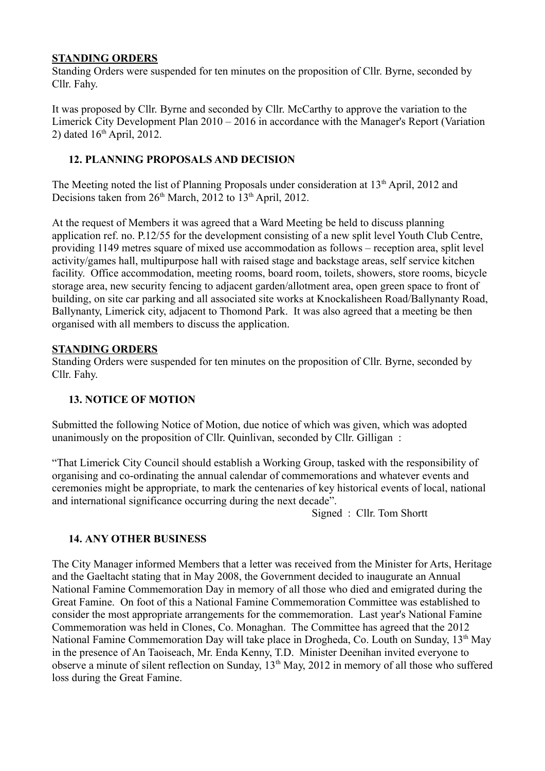**STANDING ORDERS**

Standing Orders were suspended for ten minutes on the proposition of Cllr. Byrne, seconded by Cllr. Fahy.

It was proposed by Cllr. Byrne and seconded by Cllr. McCarthy to approve the variation to the Limerick City Development Plan 2010 – 2016 in accordance with the Manager's Report (Variation 2) dated 16th April, 2012.

## 12. PLANNING PROPOSALS AND DECISION

The Meeting noted the list of Planning Proposals under consideration at 13th April, 2012 and Decisions taken from 26th March, 2012 to 13th April, 2012.

At the request of Members it was agreed that a Ward Meeting be held to discuss planning application ref. no. P.12/55 for the development consisting of a new split level Youth Club Centre, providing 1149 metres square of mixed use accommodation as follows – reception area, split level activity/games hall, multipurpose hall with raised stage and backstage areas, self service kitchen facility. Office accommodation, meeting rooms, board room, toilets, showers, store rooms, bicycle storage area, new security fencing to adjacent garden/allotment area, open green space to front of building, on site car parking and all associated site works at Knockalisheen Road/Ballynanty Road, Ballynanty, Limerick city, adjacent to Thomond Park. It was also agreed that a meeting be then organised with all members to discuss the application.

**STANDING ORDERS**

Standing Orders were suspended for ten minutes on the proposition of Cllr. Byrne, seconded by Cllr. Fahy.

## 13. NOTICE OF MOTION

Submitted the following Notice of Motion, due notice of which was given, which was adopted unanimously on the proposition of Cllr. Quinlivan, seconded by Cllr. Gilligan :

"That Limerick City Council should establish a Working Group, tasked with the responsibility of organising and co-ordinating the annual calendar of commemorations and whatever events and ceremonies might be appropriate, to mark the centenaries of key historical events of local, national and international significance occurring during the next decade".

Signed : Cllr. Tom Shortt

## 14. ANY OTHER BUSINESS

The City Manager informed Members that a letter was received from the Minister for Arts, Heritage and the Gaeltacht stating that in May 2008, the Government decided to inaugurate an Annual National Famine Commemoration Day in memory of all those who died and emigrated during the Great Famine. On foot of this a National Famine Commemoration Committee was established to consider the most appropriate arrangements for the commemoration. Last year's National Famine Commemoration was held in Clones, Co. Monaghan. The Committee has agreed that the 2012 National Famine Commemoration Day will take place in Drogheda, Co. Louth on Sunday, 13th May in the presence of An Taoiseach, Mr. Enda Kenny, T.D. Minister Deenihan invited everyone to observe a minute of silent reflection on Sunday, 13th May, 2012 in memory of all those who suffered loss during the Great Famine.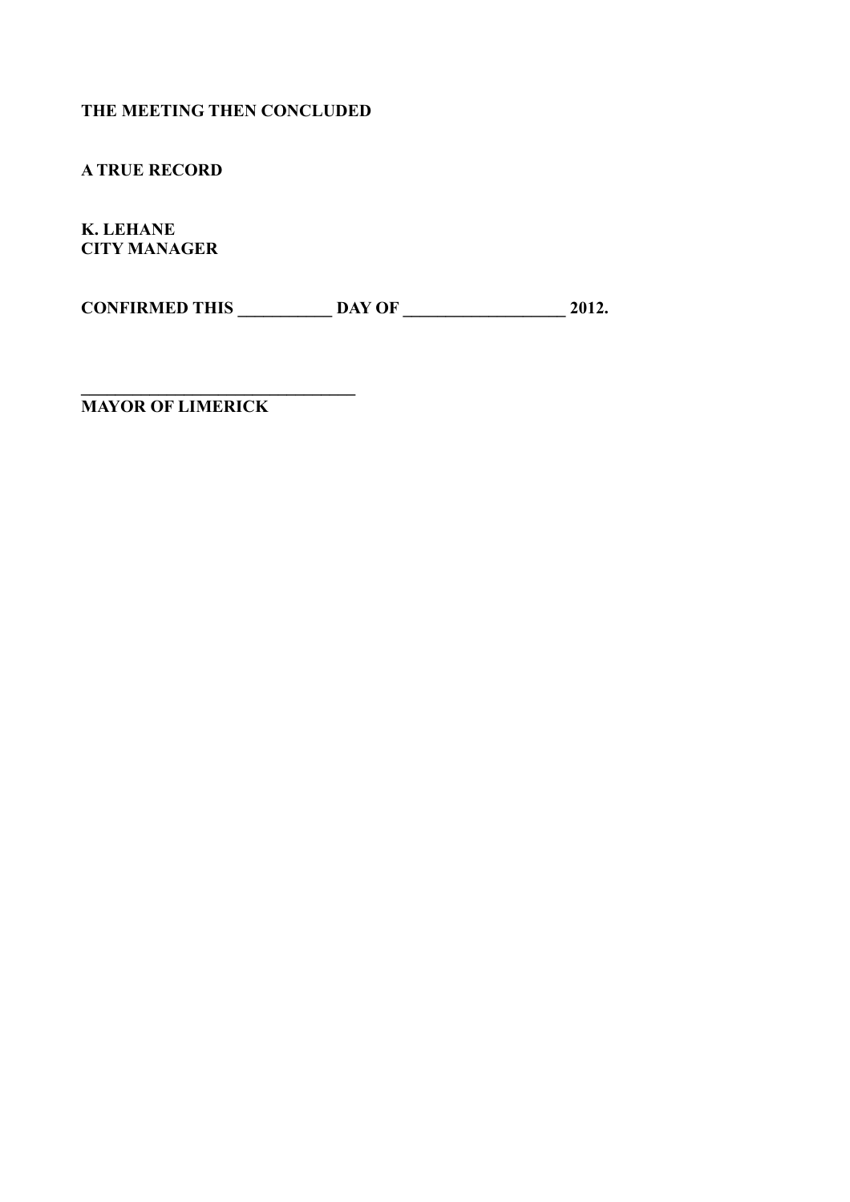**THE MEETING THEN CONCLUDED**

**A TRUE RECORD**

**K. LEHANE**
**CITY MANAGER**

**CONFIRMED THIS ___________ DAY OF ___________________ 2012.**

**________________________________**
**MAYOR OF LIMERICK**